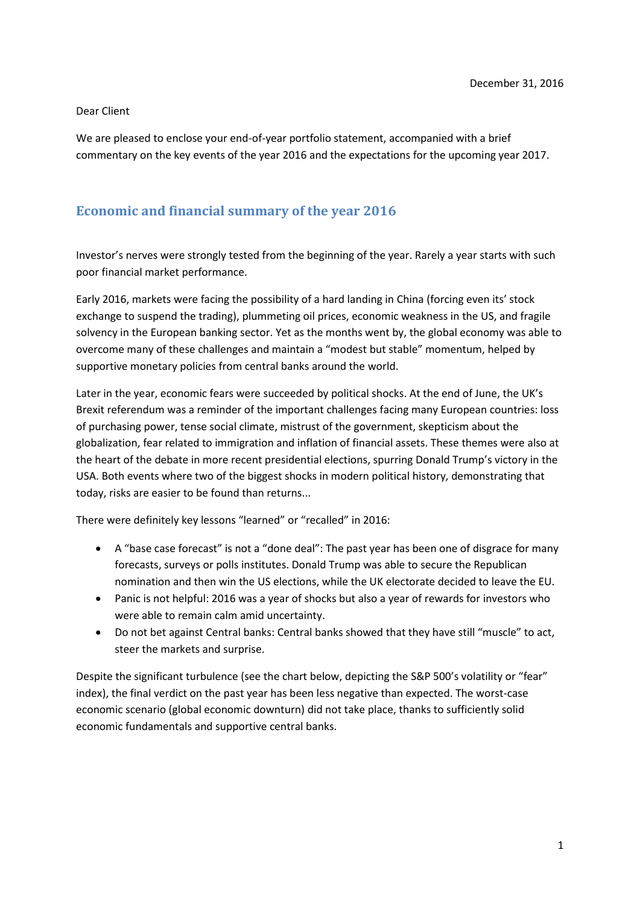December 31, 2016

Dear Client

We are pleased to enclose your end-of-year portfolio statement, accompanied with a brief commentary on the key events of the year 2016 and the expectations for the upcoming year 2017.

## Economic and financial summary of the year 2016

Investor's nerves were strongly tested from the beginning of the year. Rarely a year starts with such poor financial market performance.

Early 2016, markets were facing the possibility of a hard landing in China (forcing even its' stock exchange to suspend the trading), plummeting oil prices, economic weakness in the US, and fragile solvency in the European banking sector. Yet as the months went by, the global economy was able to overcome many of these challenges and maintain a "modest but stable" momentum, helped by supportive monetary policies from central banks around the world.

Later in the year, economic fears were succeeded by political shocks. At the end of June, the UK's Brexit referendum was a reminder of the important challenges facing many European countries: loss of purchasing power, tense social climate, mistrust of the government, skepticism about the globalization, fear related to immigration and inflation of financial assets. These themes were also at the heart of the debate in more recent presidential elections, spurring Donald Trump's victory in the USA. Both events where two of the biggest shocks in modern political history, demonstrating that today, risks are easier to be found than returns...

There were definitely key lessons "learned" or "recalled" in 2016:

- A "base case forecast" is not a "done deal": The past year has been one of disgrace for many forecasts, surveys or polls institutes. Donald Trump was able to secure the Republican nomination and then win the US elections, while the UK electorate decided to leave the EU.
- Panic is not helpful: 2016 was a year of shocks but also a year of rewards for investors who were able to remain calm amid uncertainty.
- Do not bet against Central banks: Central banks showed that they have still "muscle" to act, steer the markets and surprise.

Despite the significant turbulence (see the chart below, depicting the S&P 500's volatility or "fear" index), the final verdict on the past year has been less negative than expected. The worst-case economic scenario (global economic downturn) did not take place, thanks to sufficiently solid economic fundamentals and supportive central banks.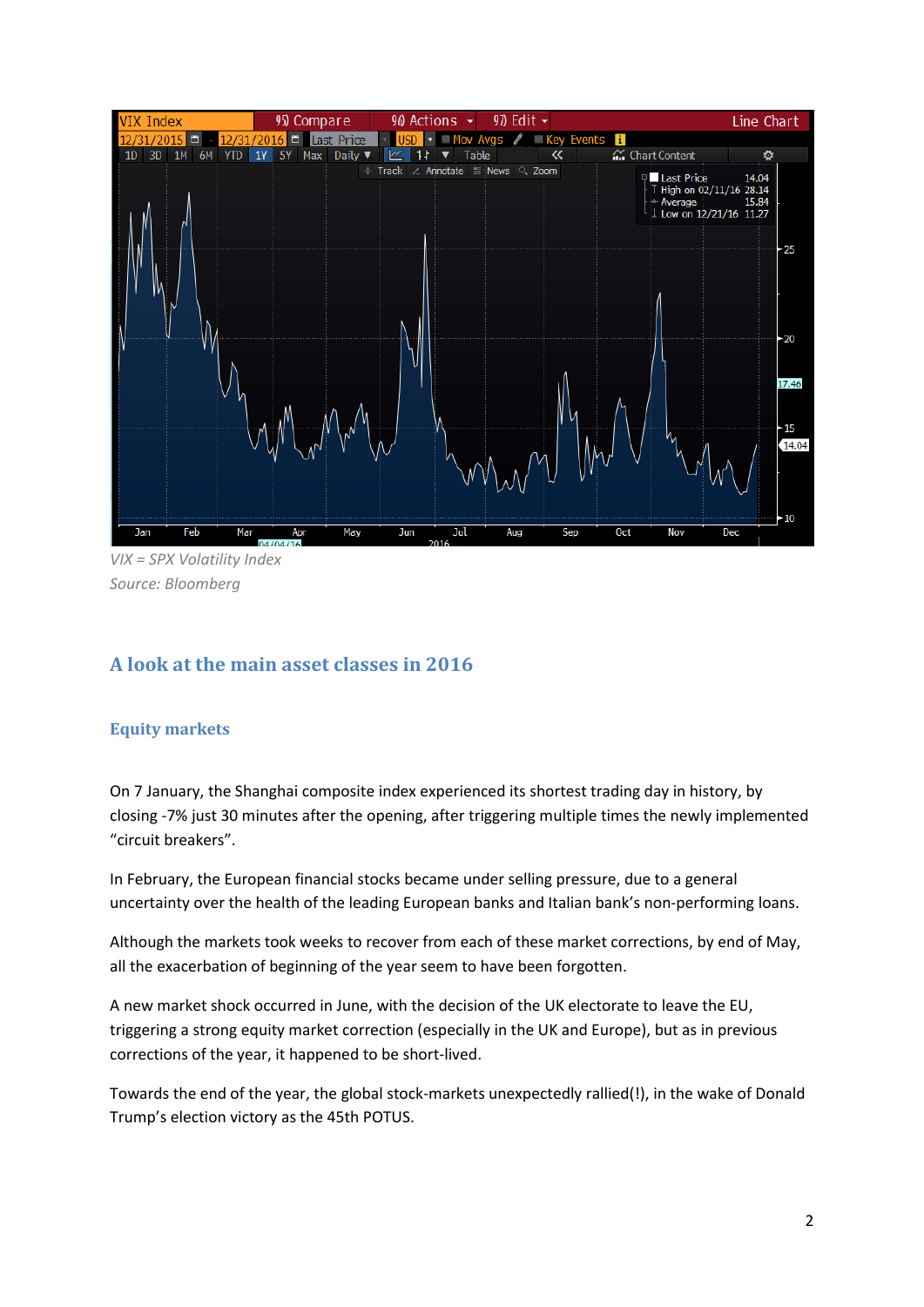VIX = SPX Volatility Index
Source: Bloomberg

## A look at the main asset classes in 2016

### Equity markets

On 7 January, the Shanghai composite index experienced its shortest trading day in history, by closing -7% just 30 minutes after the opening, after triggering multiple times the newly implemented "circuit breakers".

In February, the European financial stocks became under selling pressure, due to a general uncertainty over the health of the leading European banks and Italian bank's non-performing loans.

Although the markets took weeks to recover from each of these market corrections, by end of May, all the exacerbation of beginning of the year seem to have been forgotten.

A new market shock occurred in June, with the decision of the UK electorate to leave the EU, triggering a strong equity market correction (especially in the UK and Europe), but as in previous corrections of the year, it happened to be short-lived.

Towards the end of the year, the global stock-markets unexpectedly rallied(!), in the wake of Donald Trump's election victory as the 45th POTUS.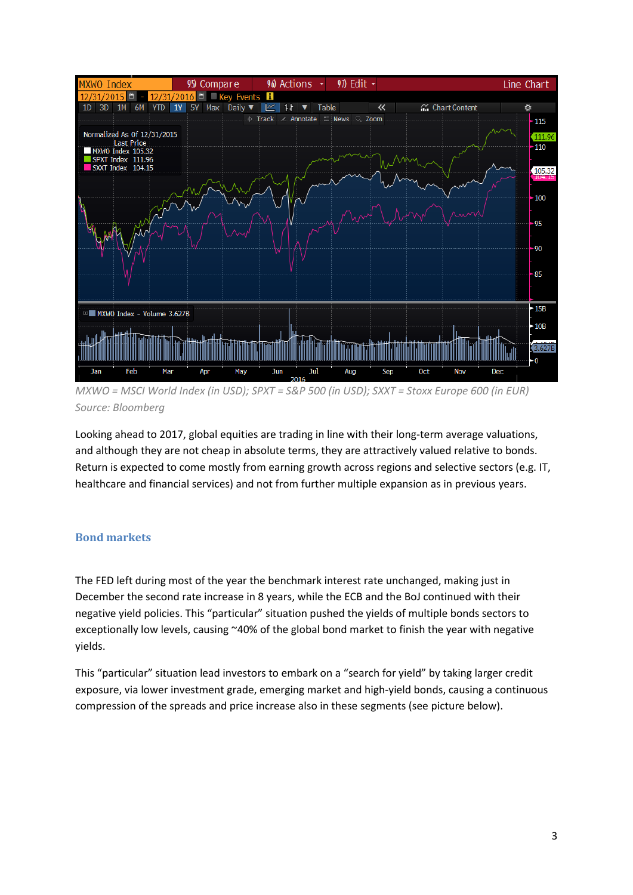*MXWO = MSCI World Index (in USD); SPXT = S&P 500 (in USD); SXXT = Stoxx Europe 600 (in EUR)*
*Source: Bloomberg*

Looking ahead to 2017, global equities are trading in line with their long-term average valuations, and although they are not cheap in absolute terms, they are attractively valued relative to bonds. Return is expected to come mostly from earning growth across regions and selective sectors (e.g. IT, healthcare and financial services) and not from further multiple expansion as in previous years.

## Bond markets

The FED left during most of the year the benchmark interest rate unchanged, making just in December the second rate increase in 8 years, while the ECB and the BoJ continued with their negative yield policies. This "particular" situation pushed the yields of multiple bonds sectors to exceptionally low levels, causing ~40% of the global bond market to finish the year with negative yields.

This "particular" situation lead investors to embark on a "search for yield" by taking larger credit exposure, via lower investment grade, emerging market and high-yield bonds, causing a continuous compression of the spreads and price increase also in these segments (see picture below).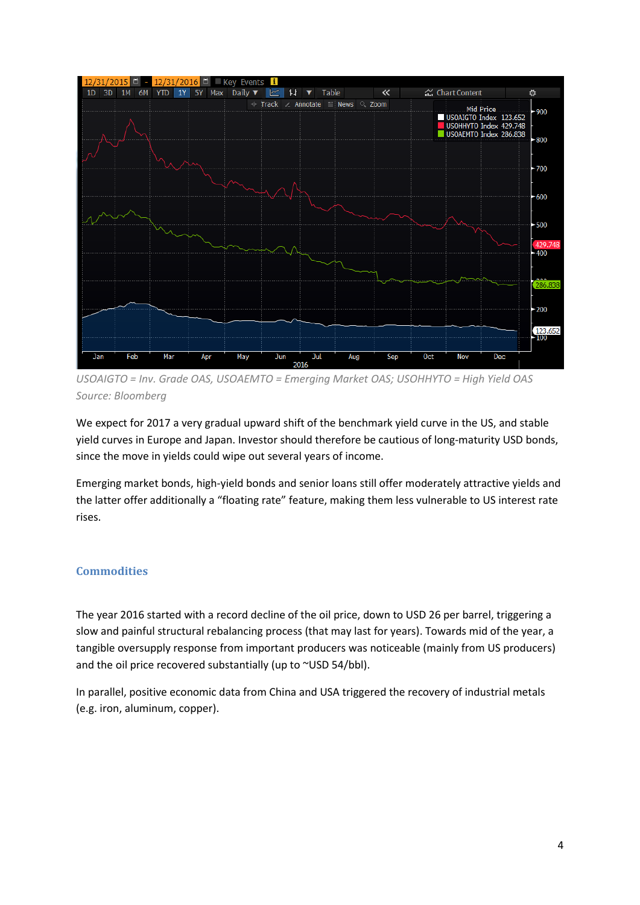*USOAIGTO = Inv. Grade OAS, USOAEMTO = Emerging Market OAS; USOHHYTO = High Yield OAS*
*Source: Bloomberg*

We expect for 2017 a very gradual upward shift of the benchmark yield curve in the US, and stable yield curves in Europe and Japan. Investor should therefore be cautious of long-maturity USD bonds, since the move in yields could wipe out several years of income.

Emerging market bonds, high-yield bonds and senior loans still offer moderately attractive yields and the latter offer additionally a "floating rate" feature, making them less vulnerable to US interest rate rises.

## Commodities

The year 2016 started with a record decline of the oil price, down to USD 26 per barrel, triggering a slow and painful structural rebalancing process (that may last for years). Towards mid of the year, a tangible oversupply response from important producers was noticeable (mainly from US producers) and the oil price recovered substantially (up to ~USD 54/bbl).

In parallel, positive economic data from China and USA triggered the recovery of industrial metals (e.g. iron, aluminum, copper).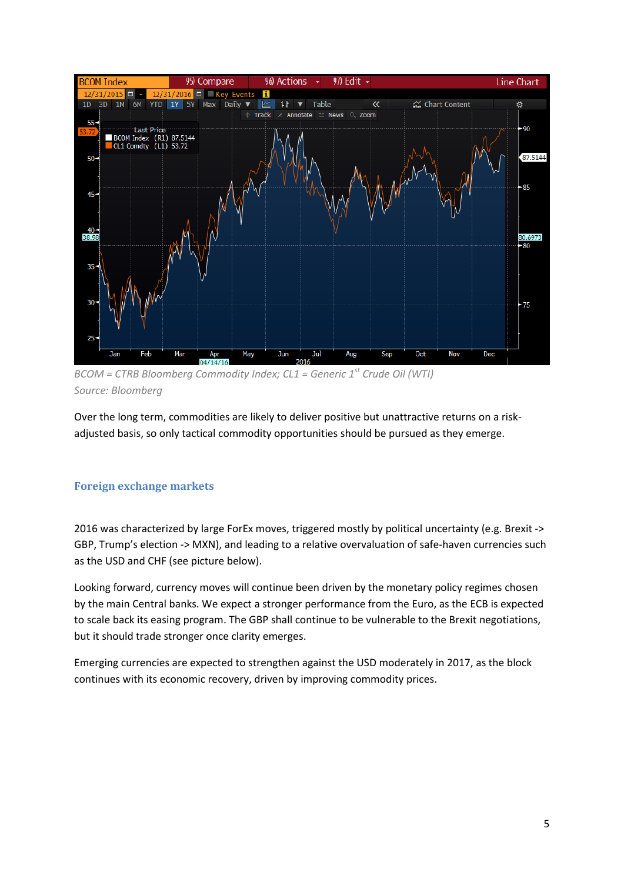*BCOM = CTRB Bloomberg Commodity Index; CL1 = Generic 1st Crude Oil (WTI)*

*Source: Bloomberg*

Over the long term, commodities are likely to deliver positive but unattractive returns on a risk-adjusted basis, so only tactical commodity opportunities should be pursued as they emerge.

## Foreign exchange markets

2016 was characterized by large ForEx moves, triggered mostly by political uncertainty (e.g. Brexit -> GBP, Trump's election -> MXN), and leading to a relative overvaluation of safe-haven currencies such as the USD and CHF (see picture below).

Looking forward, currency moves will continue been driven by the monetary policy regimes chosen by the main Central banks. We expect a stronger performance from the Euro, as the ECB is expected to scale back its easing program. The GBP shall continue to be vulnerable to the Brexit negotiations, but it should trade stronger once clarity emerges.

Emerging currencies are expected to strengthen against the USD moderately in 2017, as the block continues with its economic recovery, driven by improving commodity prices.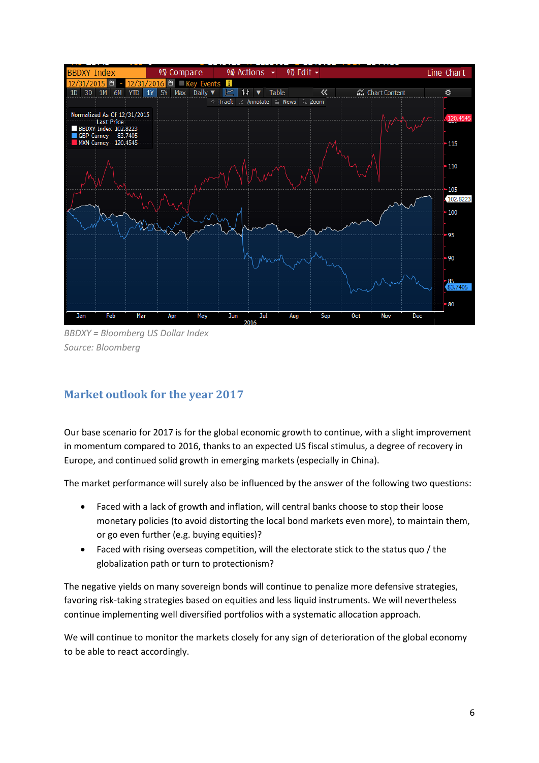BBDXY Index | 95) Compare | 96) Actions | 97) Edit | Line Chart

12/31/2015 - 12/31/2016 | Key Events

1D 3D 1M 6M YTD 1Y 5Y Max Daily | Table | Chart Content

Track | Annotate | News | Zoom

Normalized As Of 12/31/2015
Last Price
BBDXY Index 102.8223
GBP Curncy 83.7405
MXN Curncy 120.4545

120.4545
115
110
105
102.8223
100
95
90
85
83.7405
80

Jan Feb Mar Apr May Jun Jul Aug Sep Oct Nov Dec
2016

*BBDXY = Bloomberg US Dollar Index*
*Source: Bloomberg*

## Market outlook for the year 2017

Our base scenario for 2017 is for the global economic growth to continue, with a slight improvement in momentum compared to 2016, thanks to an expected US fiscal stimulus, a degree of recovery in Europe, and continued solid growth in emerging markets (especially in China).

The market performance will surely also be influenced by the answer of the following two questions:

- Faced with a lack of growth and inflation, will central banks choose to stop their loose monetary policies (to avoid distorting the local bond markets even more), to maintain them, or go even further (e.g. buying equities)?
- Faced with rising overseas competition, will the electorate stick to the status quo / the globalization path or turn to protectionism?

The negative yields on many sovereign bonds will continue to penalize more defensive strategies, favoring risk-taking strategies based on equities and less liquid instruments. We will nevertheless continue implementing well diversified portfolios with a systematic allocation approach.

We will continue to monitor the markets closely for any sign of deterioration of the global economy to be able to react accordingly.